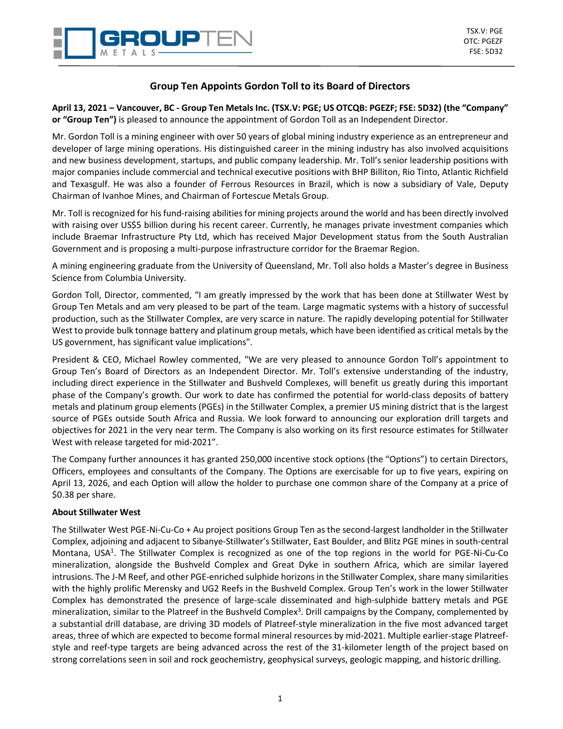TSX.V: PGE
OTC: PGEZF
FSE: 5D32

# Group Ten Appoints Gordon Toll to its Board of Directors

**April 13, 2021 – Vancouver, BC - Group Ten Metals Inc. (TSX.V: PGE; US OTCQB: PGEZF; FSE: 5D32) (the "Company" or "Group Ten")** is pleased to announce the appointment of Gordon Toll as an Independent Director.

Mr. Gordon Toll is a mining engineer with over 50 years of global mining industry experience as an entrepreneur and developer of large mining operations. His distinguished career in the mining industry has also involved acquisitions and new business development, startups, and public company leadership. Mr. Toll's senior leadership positions with major companies include commercial and technical executive positions with BHP Billiton, Rio Tinto, Atlantic Richfield and Texasgulf. He was also a founder of Ferrous Resources in Brazil, which is now a subsidiary of Vale, Deputy Chairman of Ivanhoe Mines, and Chairman of Fortescue Metals Group.

Mr. Toll is recognized for his fund-raising abilities for mining projects around the world and has been directly involved with raising over US$5 billion during his recent career. Currently, he manages private investment companies which include Braemar Infrastructure Pty Ltd, which has received Major Development status from the South Australian Government and is proposing a multi-purpose infrastructure corridor for the Braemar Region.

A mining engineering graduate from the University of Queensland, Mr. Toll also holds a Master's degree in Business Science from Columbia University.

Gordon Toll, Director, commented, "I am greatly impressed by the work that has been done at Stillwater West by Group Ten Metals and am very pleased to be part of the team. Large magmatic systems with a history of successful production, such as the Stillwater Complex, are very scarce in nature. The rapidly developing potential for Stillwater West to provide bulk tonnage battery and platinum group metals, which have been identified as critical metals by the US government, has significant value implications".

President & CEO, Michael Rowley commented, "We are very pleased to announce Gordon Toll's appointment to Group Ten's Board of Directors as an Independent Director. Mr. Toll's extensive understanding of the industry, including direct experience in the Stillwater and Bushveld Complexes, will benefit us greatly during this important phase of the Company's growth. Our work to date has confirmed the potential for world-class deposits of battery metals and platinum group elements (PGEs) in the Stillwater Complex, a premier US mining district that is the largest source of PGEs outside South Africa and Russia. We look forward to announcing our exploration drill targets and objectives for 2021 in the very near term. The Company is also working on its first resource estimates for Stillwater West with release targeted for mid-2021".

The Company further announces it has granted 250,000 incentive stock options (the "Options") to certain Directors, Officers, employees and consultants of the Company. The Options are exercisable for up to five years, expiring on April 13, 2026, and each Option will allow the holder to purchase one common share of the Company at a price of $0.38 per share.

**About Stillwater West**

The Stillwater West PGE-Ni-Cu-Co + Au project positions Group Ten as the second-largest landholder in the Stillwater Complex, adjoining and adjacent to Sibanye-Stillwater's Stillwater, East Boulder, and Blitz PGE mines in south-central Montana, USA[1]. The Stillwater Complex is recognized as one of the top regions in the world for PGE-Ni-Cu-Co mineralization, alongside the Bushveld Complex and Great Dyke in southern Africa, which are similar layered intrusions. The J-M Reef, and other PGE-enriched sulphide horizons in the Stillwater Complex, share many similarities with the highly prolific Merensky and UG2 Reefs in the Bushveld Complex. Group Ten's work in the lower Stillwater Complex has demonstrated the presence of large-scale disseminated and high-sulphide battery metals and PGE mineralization, similar to the Platreef in the Bushveld Complex[3]. Drill campaigns by the Company, complemented by a substantial drill database, are driving 3D models of Platreef-style mineralization in the five most advanced target areas, three of which are expected to become formal mineral resources by mid-2021. Multiple earlier-stage Platreef-style and reef-type targets are being advanced across the rest of the 31-kilometer length of the project based on strong correlations seen in soil and rock geochemistry, geophysical surveys, geologic mapping, and historic drilling.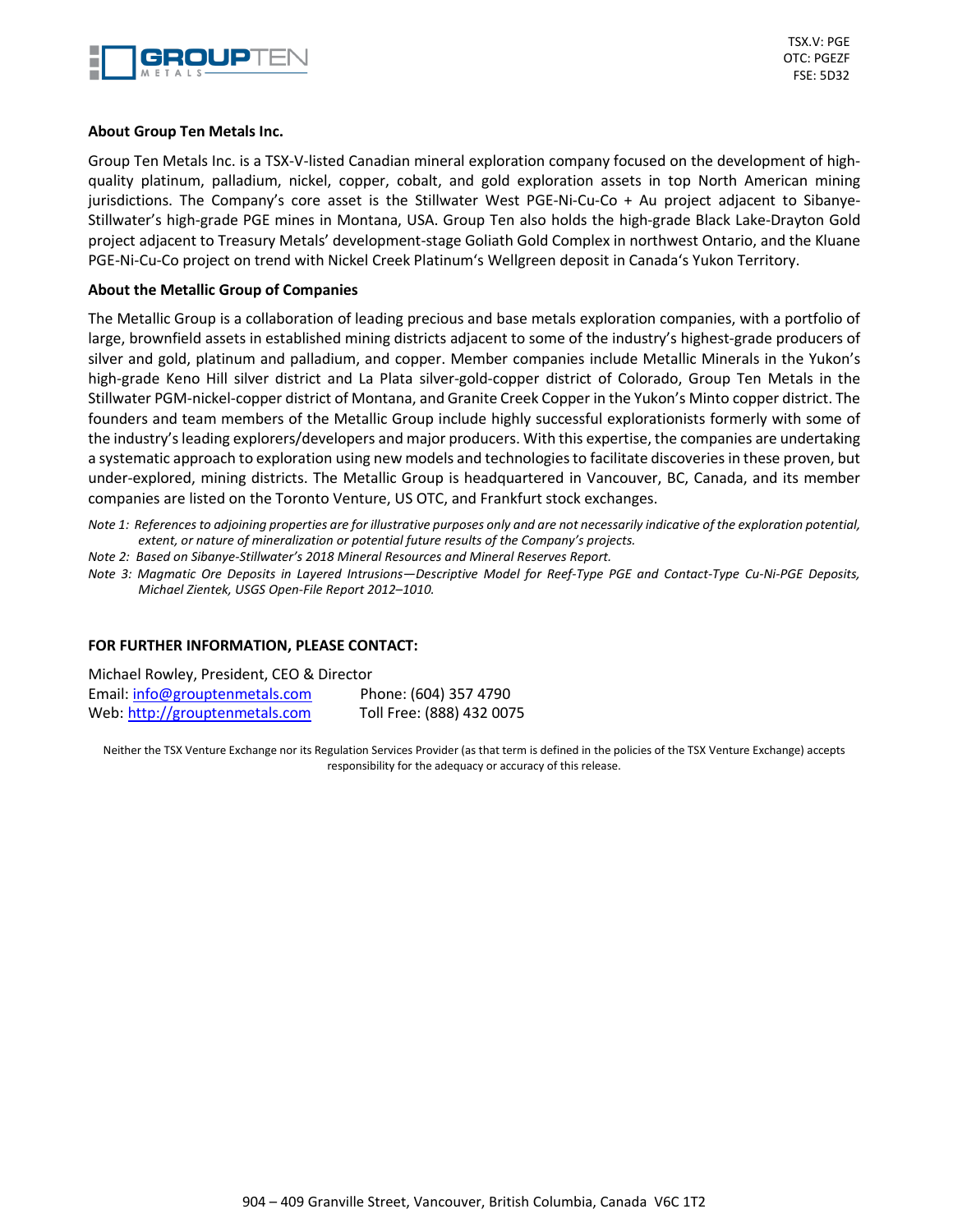**About Group Ten Metals Inc.**

Group Ten Metals Inc. is a TSX-V-listed Canadian mineral exploration company focused on the development of high-quality platinum, palladium, nickel, copper, cobalt, and gold exploration assets in top North American mining jurisdictions. The Company's core asset is the Stillwater West PGE-Ni-Cu-Co + Au project adjacent to Sibanye-Stillwater's high-grade PGE mines in Montana, USA. Group Ten also holds the high-grade Black Lake-Drayton Gold project adjacent to Treasury Metals' development-stage Goliath Gold Complex in northwest Ontario, and the Kluane PGE-Ni-Cu-Co project on trend with Nickel Creek Platinum's Wellgreen deposit in Canada's Yukon Territory.

**About the Metallic Group of Companies**

The Metallic Group is a collaboration of leading precious and base metals exploration companies, with a portfolio of large, brownfield assets in established mining districts adjacent to some of the industry's highest-grade producers of silver and gold, platinum and palladium, and copper. Member companies include Metallic Minerals in the Yukon's high-grade Keno Hill silver district and La Plata silver-gold-copper district of Colorado, Group Ten Metals in the Stillwater PGM-nickel-copper district of Montana, and Granite Creek Copper in the Yukon's Minto copper district. The founders and team members of the Metallic Group include highly successful explorationists formerly with some of the industry's leading explorers/developers and major producers. With this expertise, the companies are undertaking a systematic approach to exploration using new models and technologies to facilitate discoveries in these proven, but under-explored, mining districts. The Metallic Group is headquartered in Vancouver, BC, Canada, and its member companies are listed on the Toronto Venture, US OTC, and Frankfurt stock exchanges.

*Note 1: References to adjoining properties are for illustrative purposes only and are not necessarily indicative of the exploration potential, extent, or nature of mineralization or potential future results of the Company's projects.*

*Note 2: Based on Sibanye-Stillwater's 2018 Mineral Resources and Mineral Reserves Report.*

*Note 3: Magmatic Ore Deposits in Layered Intrusions—Descriptive Model for Reef-Type PGE and Contact-Type Cu-Ni-PGE Deposits, Michael Zientek, USGS Open-File Report 2012–1010.*

**FOR FURTHER INFORMATION, PLEASE CONTACT:**

Michael Rowley, President, CEO & Director
Email: info@grouptenmetals.com Phone: (604) 357 4790
Web: http://grouptenmetals.com Toll Free: (888) 432 0075

Neither the TSX Venture Exchange nor its Regulation Services Provider (as that term is defined in the policies of the TSX Venture Exchange) accepts responsibility for the adequacy or accuracy of this release.